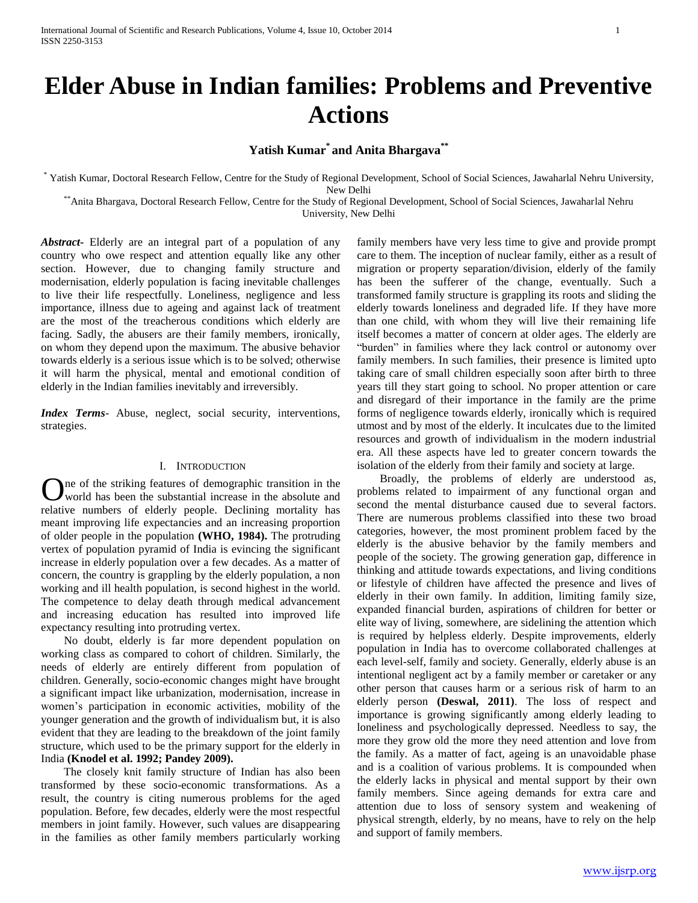# Elder Abuse in Indian families: Problems and Preventive Actions

**Yatish Kumar[*] and Anita Bhargava[**]**

[*] Yatish Kumar, Doctoral Research Fellow, Centre for the Study of Regional Development, School of Social Sciences, Jawaharlal Nehru University, New Delhi

[**] Anita Bhargava, Doctoral Research Fellow, Centre for the Study of Regional Development, School of Social Sciences, Jawaharlal Nehru University, New Delhi

***Abstract***- Elderly are an integral part of a population of any country who owe respect and attention equally like any other section. However, due to changing family structure and modernisation, elderly population is facing inevitable challenges to live their life respectfully. Loneliness, negligence and less importance, illness due to ageing and against lack of treatment are the most of the treacherous conditions which elderly are facing. Sadly, the abusers are their family members, ironically, on whom they depend upon the maximum. The abusive behavior towards elderly is a serious issue which is to be solved; otherwise it will harm the physical, mental and emotional condition of elderly in the Indian families inevitably and irreversibly.

***Index Terms***- Abuse, neglect, social security, interventions, strategies.

## I. INTRODUCTION

One of the striking features of demographic transition in the world has been the substantial increase in the absolute and relative numbers of elderly people. Declining mortality has meant improving life expectancies and an increasing proportion of older people in the population **(WHO, 1984).** The protruding vertex of population pyramid of India is evincing the significant increase in elderly population over a few decades. As a matter of concern, the country is grappling by the elderly population, a non working and ill health population, is second highest in the world. The competence to delay death through medical advancement and increasing education has resulted into improved life expectancy resulting into protruding vertex.

No doubt, elderly is far more dependent population on working class as compared to cohort of children. Similarly, the needs of elderly are entirely different from population of children. Generally, socio-economic changes might have brought a significant impact like urbanization, modernisation, increase in women's participation in economic activities, mobility of the younger generation and the growth of individualism but, it is also evident that they are leading to the breakdown of the joint family structure, which used to be the primary support for the elderly in India **(Knodel et al. 1992; Pandey 2009).**

The closely knit family structure of Indian has also been transformed by these socio-economic transformations. As a result, the country is citing numerous problems for the aged population. Before, few decades, elderly were the most respectful members in joint family. However, such values are disappearing in the families as other family members particularly working family members have very less time to give and provide prompt care to them. The inception of nuclear family, either as a result of migration or property separation/division, elderly of the family has been the sufferer of the change, eventually. Such a transformed family structure is grappling its roots and sliding the elderly towards loneliness and degraded life. If they have more than one child, with whom they will live their remaining life itself becomes a matter of concern at older ages. The elderly are "burden" in families where they lack control or autonomy over family members. In such families, their presence is limited upto taking care of small children especially soon after birth to three years till they start going to school. No proper attention or care and disregard of their importance in the family are the prime forms of negligence towards elderly, ironically which is required utmost and by most of the elderly. It inculcates due to the limited resources and growth of individualism in the modern industrial era. All these aspects have led to greater concern towards the isolation of the elderly from their family and society at large.

Broadly, the problems of elderly are understood as, problems related to impairment of any functional organ and second the mental disturbance caused due to several factors. There are numerous problems classified into these two broad categories, however, the most prominent problem faced by the elderly is the abusive behavior by the family members and people of the society. The growing generation gap, difference in thinking and attitude towards expectations, and living conditions or lifestyle of children have affected the presence and lives of elderly in their own family. In addition, limiting family size, expanded financial burden, aspirations of children for better or elite way of living, somewhere, are sidelining the attention which is required by helpless elderly. Despite improvements, elderly population in India has to overcome collaborated challenges at each level-self, family and society. Generally, elderly abuse is an intentional negligent act by a family member or caretaker or any other person that causes harm or a serious risk of harm to an elderly person **(Deswal, 2011)**. The loss of respect and importance is growing significantly among elderly leading to loneliness and psychologically depressed. Needless to say, the more they grow old the more they need attention and love from the family. As a matter of fact, ageing is an unavoidable phase and is a coalition of various problems. It is compounded when the elderly lacks in physical and mental support by their own family members. Since ageing demands for extra care and attention due to loss of sensory system and weakening of physical strength, elderly, by no means, have to rely on the help and support of family members.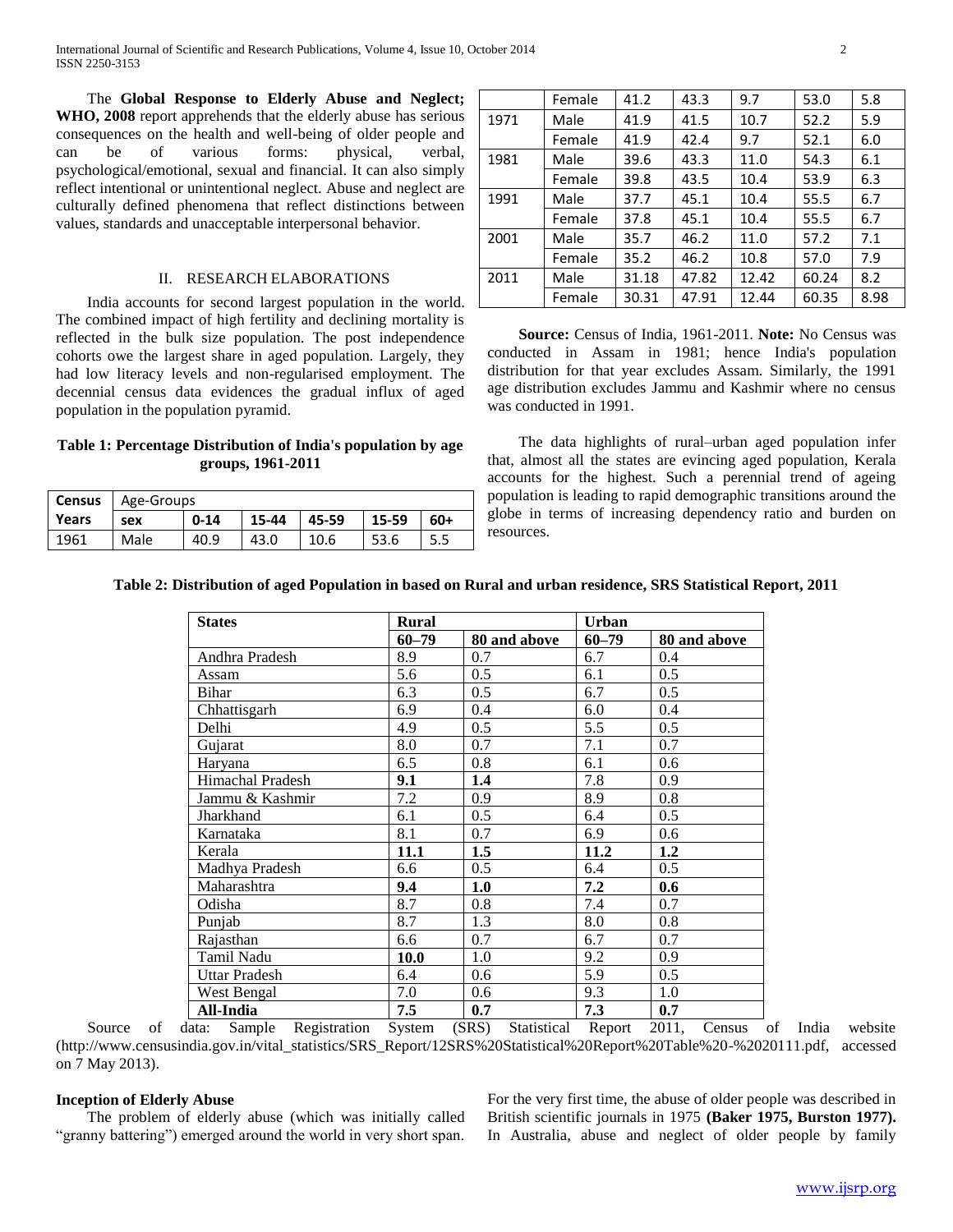The **Global Response to Elderly Abuse and Neglect; WHO, 2008** report apprehends that the elderly abuse has serious consequences on the health and well-being of older people and can be of various forms: physical, verbal, psychological/emotional, sexual and financial. It can also simply reflect intentional or unintentional neglect. Abuse and neglect are culturally defined phenomena that reflect distinctions between values, standards and unacceptable interpersonal behavior.

## II. RESEARCH ELABORATIONS

India accounts for second largest population in the world. The combined impact of high fertility and declining mortality is reflected in the bulk size population. The post independence cohorts owe the largest share in aged population. Largely, they had low literacy levels and non-regularised employment. The decennial census data evidences the gradual influx of aged population in the population pyramid.

**Table 1: Percentage Distribution of India's population by age groups, 1961-2011**

| **Census** | Age-Groups | | | | | |
|---|---|---|---|---|---|---|
| **Years** | **sex** | **0-14** | **15-44** | **45-59** | **15-59** | **60+** |
| 1961 | Male | 40.9 | 43.0 | 10.6 | 53.6 | 5.5 |
| | Female | 41.2 | 43.3 | 9.7 | 53.0 | 5.8 |
| 1971 | Male | 41.9 | 41.5 | 10.7 | 52.2 | 5.9 |
| | Female | 41.9 | 42.4 | 9.7 | 52.1 | 6.0 |
| 1981 | Male | 39.6 | 43.3 | 11.0 | 54.3 | 6.1 |
| | Female | 39.8 | 43.5 | 10.4 | 53.9 | 6.3 |
| 1991 | Male | 37.7 | 45.1 | 10.4 | 55.5 | 6.7 |
| | Female | 37.8 | 45.1 | 10.4 | 55.5 | 6.7 |
| 2001 | Male | 35.7 | 46.2 | 11.0 | 57.2 | 7.1 |
| | Female | 35.2 | 46.2 | 10.8 | 57.0 | 7.9 |
| 2011 | Male | 31.18 | 47.82 | 12.42 | 60.24 | 8.2 |
| | Female | 30.31 | 47.91 | 12.44 | 60.35 | 8.98 |

**Source:** Census of India, 1961-2011. **Note:** No Census was conducted in Assam in 1981; hence India's population distribution for that year excludes Assam. Similarly, the 1991 age distribution excludes Jammu and Kashmir where no census was conducted in 1991.

The data highlights of rural–urban aged population infer that, almost all the states are evincing aged population, Kerala accounts for the highest. Such a perennial trend of ageing population is leading to rapid demographic transitions around the globe in terms of increasing dependency ratio and burden on resources.

**Table 2: Distribution of aged Population in based on Rural and urban residence, SRS Statistical Report, 2011**

| **States** | **Rural** | | **Urban** | |
|---|---|---|---|---|
| | **60–79** | **80 and above** | **60–79** | **80 and above** |
| Andhra Pradesh | 8.9 | 0.7 | 6.7 | 0.4 |
| Assam | 5.6 | 0.5 | 6.1 | 0.5 |
| Bihar | 6.3 | 0.5 | 6.7 | 0.5 |
| Chhattisgarh | 6.9 | 0.4 | 6.0 | 0.4 |
| Delhi | 4.9 | 0.5 | 5.5 | 0.5 |
| Gujarat | 8.0 | 0.7 | 7.1 | 0.7 |
| Haryana | 6.5 | 0.8 | 6.1 | 0.6 |
| Himachal Pradesh | **9.1** | **1.4** | 7.8 | 0.9 |
| Jammu & Kashmir | 7.2 | 0.9 | 8.9 | 0.8 |
| Jharkhand | 6.1 | 0.5 | 6.4 | 0.5 |
| Karnataka | 8.1 | 0.7 | 6.9 | 0.6 |
| Kerala | **11.1** | **1.5** | **11.2** | **1.2** |
| Madhya Pradesh | 6.6 | 0.5 | 6.4 | 0.5 |
| Maharashtra | **9.4** | **1.0** | **7.2** | **0.6** |
| Odisha | 8.7 | 0.8 | 7.4 | 0.7 |
| Punjab | 8.7 | 1.3 | 8.0 | 0.8 |
| Rajasthan | 6.6 | 0.7 | 6.7 | 0.7 |
| Tamil Nadu | **10.0** | 1.0 | 9.2 | 0.9 |
| Uttar Pradesh | 6.4 | 0.6 | 5.9 | 0.5 |
| West Bengal | 7.0 | 0.6 | 9.3 | 1.0 |
| **All-India** | **7.5** | **0.7** | **7.3** | **0.7** |

Source of data: Sample Registration System (SRS) Statistical Report 2011, Census of India website (http://www.censusindia.gov.in/vital_statistics/SRS_Report/12SRS%20Statistical%20Report%20Table%20-%2020111.pdf, accessed on 7 May 2013).

### Inception of Elderly Abuse

The problem of elderly abuse (which was initially called "granny battering") emerged around the world in very short span. For the very first time, the abuse of older people was described in British scientific journals in 1975 **(Baker 1975, Burston 1977).** In Australia, abuse and neglect of older people by family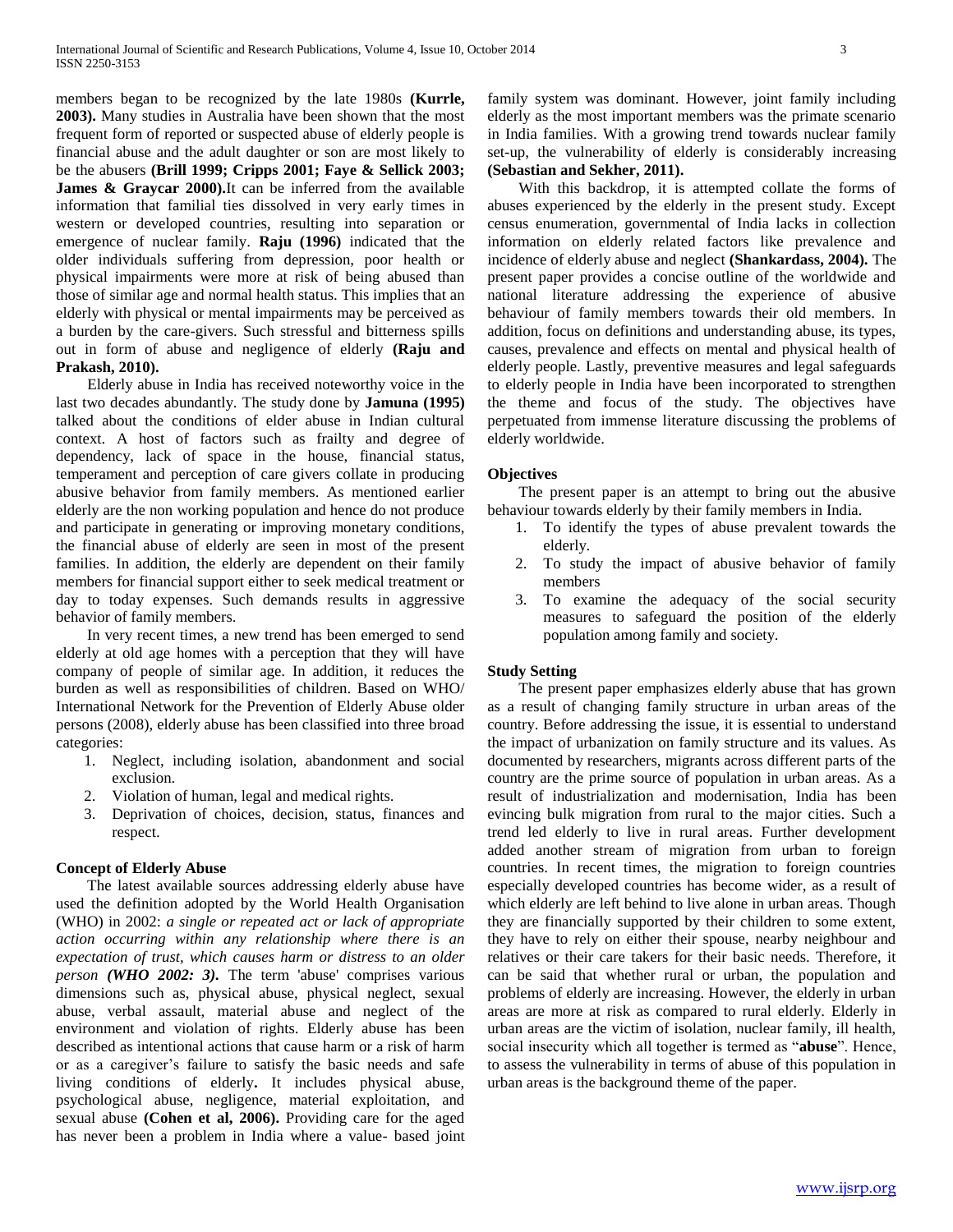members began to be recognized by the late 1980s **(Kurrle, 2003).** Many studies in Australia have been shown that the most frequent form of reported or suspected abuse of elderly people is financial abuse and the adult daughter or son are most likely to be the abusers **(Brill 1999; Cripps 2001; Faye & Sellick 2003; James & Graycar 2000).**It can be inferred from the available information that familial ties dissolved in very early times in western or developed countries, resulting into separation or emergence of nuclear family. **Raju (1996)** indicated that the older individuals suffering from depression, poor health or physical impairments were more at risk of being abused than those of similar age and normal health status. This implies that an elderly with physical or mental impairments may be perceived as a burden by the care-givers. Such stressful and bitterness spills out in form of abuse and negligence of elderly **(Raju and Prakash, 2010).**

Elderly abuse in India has received noteworthy voice in the last two decades abundantly. The study done by **Jamuna (1995)** talked about the conditions of elder abuse in Indian cultural context. A host of factors such as frailty and degree of dependency, lack of space in the house, financial status, temperament and perception of care givers collate in producing abusive behavior from family members. As mentioned earlier elderly are the non working population and hence do not produce and participate in generating or improving monetary conditions, the financial abuse of elderly are seen in most of the present families. In addition, the elderly are dependent on their family members for financial support either to seek medical treatment or day to today expenses. Such demands results in aggressive behavior of family members.

In very recent times, a new trend has been emerged to send elderly at old age homes with a perception that they will have company of people of similar age. In addition, it reduces the burden as well as responsibilities of children. Based on WHO/ International Network for the Prevention of Elderly Abuse older persons (2008), elderly abuse has been classified into three broad categories:

1. Neglect, including isolation, abandonment and social exclusion.
2. Violation of human, legal and medical rights.
3. Deprivation of choices, decision, status, finances and respect.

### Concept of Elderly Abuse

The latest available sources addressing elderly abuse have used the definition adopted by the World Health Organisation (WHO) in 2002: *a single or repeated act or lack of appropriate action occurring within any relationship where there is an expectation of trust, which causes harm or distress to an older person **(WHO 2002: 3).*** The term 'abuse' comprises various dimensions such as, physical abuse, physical neglect, sexual abuse, verbal assault, material abuse and neglect of the environment and violation of rights. Elderly abuse has been described as intentional actions that cause harm or a risk of harm or as a caregiver's failure to satisfy the basic needs and safe living conditions of elderly**.** It includes physical abuse, psychological abuse, negligence, material exploitation, and sexual abuse **(Cohen et al, 2006).** Providing care for the aged has never been a problem in India where a value- based joint family system was dominant. However, joint family including elderly as the most important members was the primate scenario in India families. With a growing trend towards nuclear family set-up, the vulnerability of elderly is considerably increasing **(Sebastian and Sekher, 2011).**

With this backdrop, it is attempted collate the forms of abuses experienced by the elderly in the present study. Except census enumeration, governmental of India lacks in collection information on elderly related factors like prevalence and incidence of elderly abuse and neglect **(Shankardass, 2004).** The present paper provides a concise outline of the worldwide and national literature addressing the experience of abusive behaviour of family members towards their old members. In addition, focus on definitions and understanding abuse, its types, causes, prevalence and effects on mental and physical health of elderly people. Lastly, preventive measures and legal safeguards to elderly people in India have been incorporated to strengthen the theme and focus of the study. The objectives have perpetuated from immense literature discussing the problems of elderly worldwide.

### Objectives

The present paper is an attempt to bring out the abusive behaviour towards elderly by their family members in India.

1. To identify the types of abuse prevalent towards the elderly.
2. To study the impact of abusive behavior of family members
3. To examine the adequacy of the social security measures to safeguard the position of the elderly population among family and society.

### Study Setting

The present paper emphasizes elderly abuse that has grown as a result of changing family structure in urban areas of the country. Before addressing the issue, it is essential to understand the impact of urbanization on family structure and its values. As documented by researchers, migrants across different parts of the country are the prime source of population in urban areas. As a result of industrialization and modernisation, India has been evincing bulk migration from rural to the major cities. Such a trend led elderly to live in rural areas. Further development added another stream of migration from urban to foreign countries. In recent times, the migration to foreign countries especially developed countries has become wider, as a result of which elderly are left behind to live alone in urban areas. Though they are financially supported by their children to some extent, they have to rely on either their spouse, nearby neighbour and relatives or their care takers for their basic needs. Therefore, it can be said that whether rural or urban, the population and problems of elderly are increasing. However, the elderly in urban areas are more at risk as compared to rural elderly. Elderly in urban areas are the victim of isolation, nuclear family, ill health, social insecurity which all together is termed as "**abuse**". Hence, to assess the vulnerability in terms of abuse of this population in urban areas is the background theme of the paper.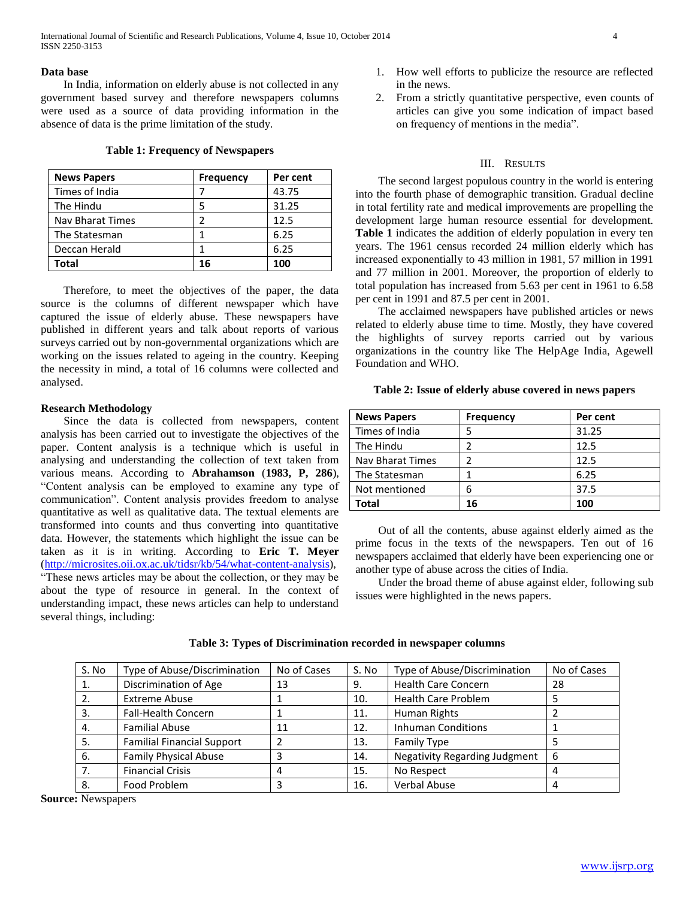**Data base**

In India, information on elderly abuse is not collected in any government based survey and therefore newspapers columns were used as a source of data providing information in the absence of data is the prime limitation of the study.

**Table 1: Frequency of Newspapers**

| News Papers | Frequency | Per cent |
|---|---|---|
| Times of India | 7 | 43.75 |
| The Hindu | 5 | 31.25 |
| Nav Bharat Times | 2 | 12.5 |
| The Statesman | 1 | 6.25 |
| Deccan Herald | 1 | 6.25 |
| **Total** | **16** | **100** |

Therefore, to meet the objectives of the paper, the data source is the columns of different newspaper which have captured the issue of elderly abuse. These newspapers have published in different years and talk about reports of various surveys carried out by non-governmental organizations which are working on the issues related to ageing in the country. Keeping the necessity in mind, a total of 16 columns were collected and analysed.

**Research Methodology**

Since the data is collected from newspapers, content analysis has been carried out to investigate the objectives of the paper. Content analysis is a technique which is useful in analysing and understanding the collection of text taken from various means. According to **Abrahamson** (**1983, P, 286**), "Content analysis can be employed to examine any type of communication". Content analysis provides freedom to analyse quantitative as well as qualitative data. The textual elements are transformed into counts and thus converting into quantitative data. However, the statements which highlight the issue can be taken as it is in writing. According to **Eric T. Meyer** (http://microsites.oii.ox.ac.uk/tidsr/kb/54/what-content-analysis), "These news articles may be about the collection, or they may be about the type of resource in general. In the context of understanding impact, these news articles can help to understand several things, including:

1. How well efforts to publicize the resource are reflected in the news.
2. From a strictly quantitative perspective, even counts of articles can give you some indication of impact based on frequency of mentions in the media".

## III. Results

The second largest populous country in the world is entering into the fourth phase of demographic transition. Gradual decline in total fertility rate and medical improvements are propelling the development large human resource essential for development. **Table 1** indicates the addition of elderly population in every ten years. The 1961 census recorded 24 million elderly which has increased exponentially to 43 million in 1981, 57 million in 1991 and 77 million in 2001. Moreover, the proportion of elderly to total population has increased from 5.63 per cent in 1961 to 6.58 per cent in 1991 and 87.5 per cent in 2001.

The acclaimed newspapers have published articles or news related to elderly abuse time to time. Mostly, they have covered the highlights of survey reports carried out by various organizations in the country like The HelpAge India, Agewell Foundation and WHO.

**Table 2: Issue of elderly abuse covered in news papers**

| News Papers | Frequency | Per cent |
|---|---|---|
| Times of India | 5 | 31.25 |
| The Hindu | 2 | 12.5 |
| Nav Bharat Times | 2 | 12.5 |
| The Statesman | 1 | 6.25 |
| Not mentioned | 6 | 37.5 |
| **Total** | **16** | **100** |

Out of all the contents, abuse against elderly aimed as the prime focus in the texts of the newspapers. Ten out of 16 newspapers acclaimed that elderly have been experiencing one or another type of abuse across the cities of India.

Under the broad theme of abuse against elder, following sub issues were highlighted in the news papers.

**Table 3: Types of Discrimination recorded in newspaper columns**

| S. No | Type of Abuse/Discrimination | No of Cases | S. No | Type of Abuse/Discrimination | No of Cases |
|---|---|---|---|---|---|
| 1. | Discrimination of Age | 13 | 9. | Health Care Concern | 28 |
| 2. | Extreme Abuse | 1 | 10. | Health Care Problem | 5 |
| 3. | Fall-Health Concern | 1 | 11. | Human Rights | 2 |
| 4. | Familial Abuse | 11 | 12. | Inhuman Conditions | 1 |
| 5. | Familial Financial Support | 2 | 13. | Family Type | 5 |
| 6. | Family Physical Abuse | 3 | 14. | Negativity Regarding Judgment | 6 |
| 7. | Financial Crisis | 4 | 15. | No Respect | 4 |
| 8. | Food Problem | 3 | 16. | Verbal Abuse | 4 |

**Source:** Newspapers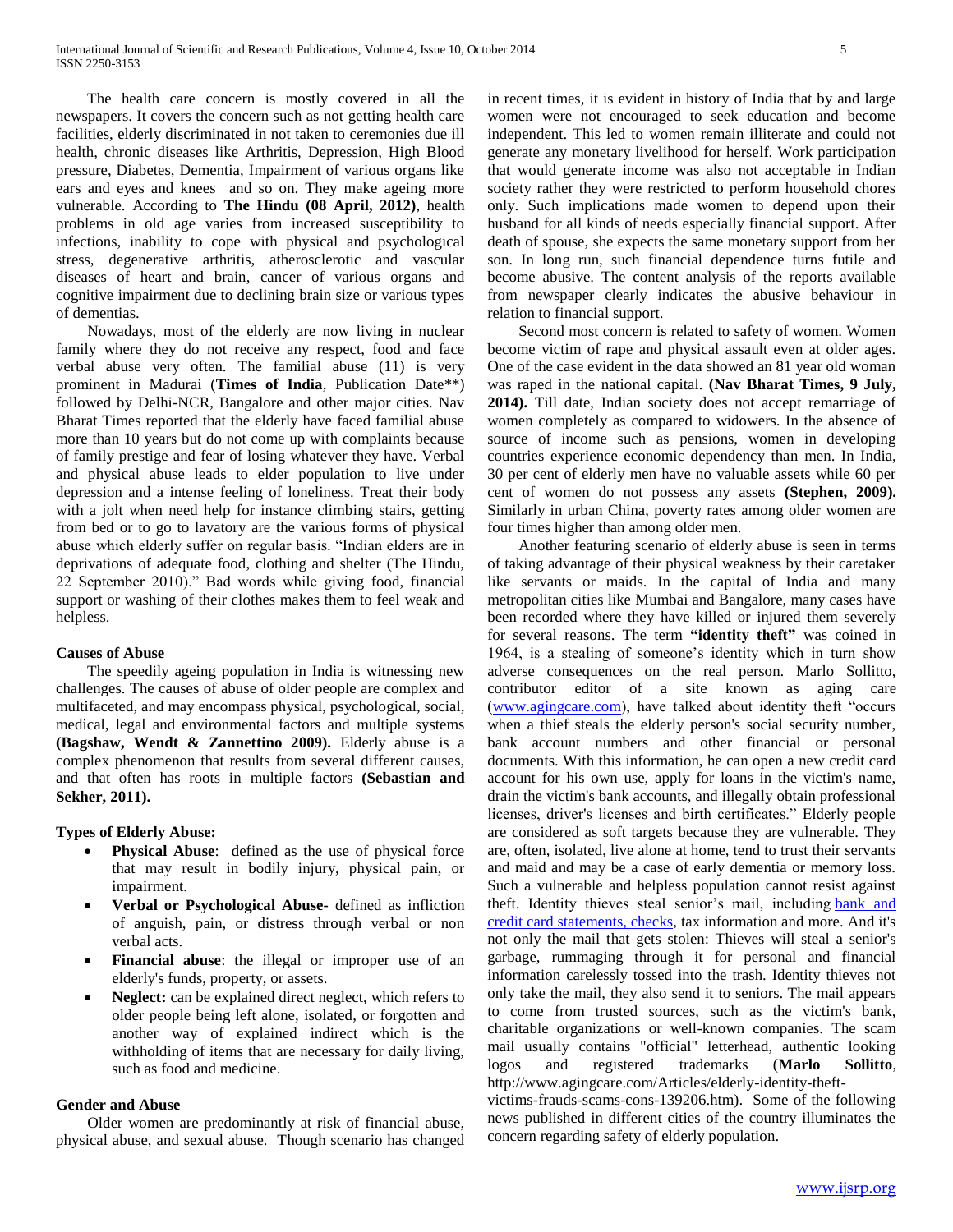The health care concern is mostly covered in all the newspapers. It covers the concern such as not getting health care facilities, elderly discriminated in not taken to ceremonies due ill health, chronic diseases like Arthritis, Depression, High Blood pressure, Diabetes, Dementia, Impairment of various organs like ears and eyes and knees and so on. They make ageing more vulnerable. According to **The Hindu (08 April, 2012)**, health problems in old age varies from increased susceptibility to infections, inability to cope with physical and psychological stress, degenerative arthritis, atherosclerotic and vascular diseases of heart and brain, cancer of various organs and cognitive impairment due to declining brain size or various types of dementias.

Nowadays, most of the elderly are now living in nuclear family where they do not receive any respect, food and face verbal abuse very often. The familial abuse (11) is very prominent in Madurai (**Times of India**, Publication Date**) followed by Delhi-NCR, Bangalore and other major cities. Nav Bharat Times reported that the elderly have faced familial abuse more than 10 years but do not come up with complaints because of family prestige and fear of losing whatever they have. Verbal and physical abuse leads to elder population to live under depression and a intense feeling of loneliness. Treat their body with a jolt when need help for instance climbing stairs, getting from bed or to go to lavatory are the various forms of physical abuse which elderly suffer on regular basis. "Indian elders are in deprivations of adequate food, clothing and shelter (The Hindu, 22 September 2010)." Bad words while giving food, financial support or washing of their clothes makes them to feel weak and helpless.

**Causes of Abuse**

The speedily ageing population in India is witnessing new challenges. The causes of abuse of older people are complex and multifaceted, and may encompass physical, psychological, social, medical, legal and environmental factors and multiple systems **(Bagshaw, Wendt & Zannettino 2009).** Elderly abuse is a complex phenomenon that results from several different causes, and that often has roots in multiple factors **(Sebastian and Sekher, 2011).**

**Types of Elderly Abuse:**

- **Physical Abuse**: defined as the use of physical force that may result in bodily injury, physical pain, or impairment.
- **Verbal or Psychological Abuse**- defined as infliction of anguish, pain, or distress through verbal or non verbal acts.
- **Financial abuse**: the illegal or improper use of an elderly's funds, property, or assets.
- **Neglect:** can be explained direct neglect, which refers to older people being left alone, isolated, or forgotten and another way of explained indirect which is the withholding of items that are necessary for daily living, such as food and medicine.

**Gender and Abuse**

Older women are predominantly at risk of financial abuse, physical abuse, and sexual abuse. Though scenario has changed in recent times, it is evident in history of India that by and large women were not encouraged to seek education and become independent. This led to women remain illiterate and could not generate any monetary livelihood for herself. Work participation that would generate income was also not acceptable in Indian society rather they were restricted to perform household chores only. Such implications made women to depend upon their husband for all kinds of needs especially financial support. After death of spouse, she expects the same monetary support from her son. In long run, such financial dependence turns futile and become abusive. The content analysis of the reports available from newspaper clearly indicates the abusive behaviour in relation to financial support.

Second most concern is related to safety of women. Women become victim of rape and physical assault even at older ages. One of the case evident in the data showed an 81 year old woman was raped in the national capital. **(Nav Bharat Times, 9 July, 2014).** Till date, Indian society does not accept remarriage of women completely as compared to widowers. In the absence of source of income such as pensions, women in developing countries experience economic dependency than men. In India, 30 per cent of elderly men have no valuable assets while 60 per cent of women do not possess any assets **(Stephen, 2009).** Similarly in urban China, poverty rates among older women are four times higher than among older men.

Another featuring scenario of elderly abuse is seen in terms of taking advantage of their physical weakness by their caretaker like servants or maids. In the capital of India and many metropolitan cities like Mumbai and Bangalore, many cases have been recorded where they have killed or injured them severely for several reasons. The term **"identity theft"** was coined in 1964, is a stealing of someone's identity which in turn show adverse consequences on the real person. Marlo Sollitto, contributor editor of a site known as aging care (www.agingcare.com), have talked about identity theft "occurs when a thief steals the elderly person's social security number, bank account numbers and other financial or personal documents. With this information, he can open a new credit card account for his own use, apply for loans in the victim's name, drain the victim's bank accounts, and illegally obtain professional licenses, driver's licenses and birth certificates." Elderly people are considered as soft targets because they are vulnerable. They are, often, isolated, live alone at home, tend to trust their servants and maid and may be a case of early dementia or memory loss. Such a vulnerable and helpless population cannot resist against theft. Identity thieves steal senior's mail, including bank and credit card statements, checks, tax information and more. And it's not only the mail that gets stolen: Thieves will steal a senior's garbage, rummaging through it for personal and financial information carelessly tossed into the trash. Identity thieves not only take the mail, they also send it to seniors. The mail appears to come from trusted sources, such as the victim's bank, charitable organizations or well-known companies. The scam mail usually contains "official" letterhead, authentic looking logos and registered trademarks (**Marlo Sollitto**, http://www.agingcare.com/Articles/elderly-identity-theft-victims-frauds-scams-cons-139206.htm). Some of the following news published in different cities of the country illuminates the concern regarding safety of elderly population.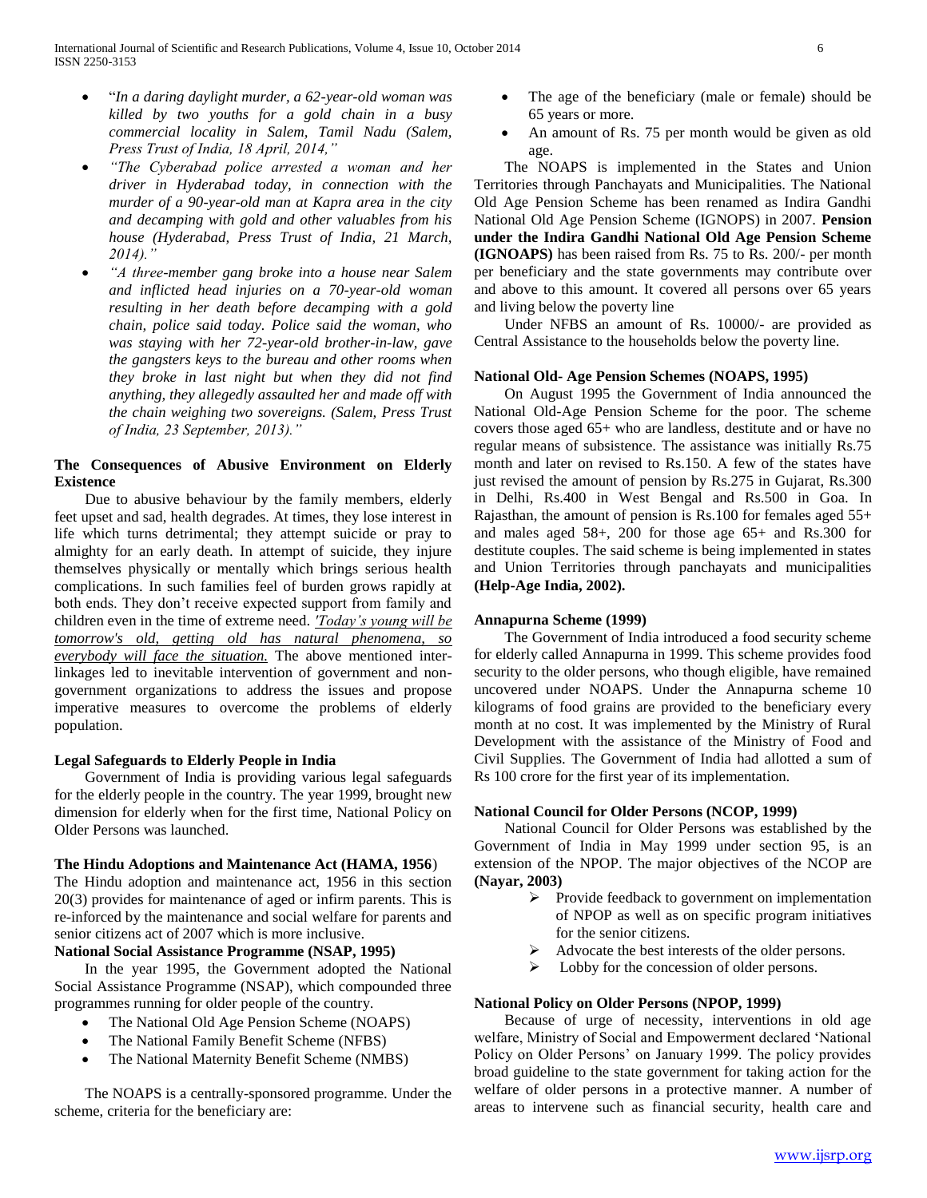- "*In a daring daylight murder, a 62-year-old woman was killed by two youths for a gold chain in a busy commercial locality in Salem, Tamil Nadu (Salem, Press Trust of India, 18 April, 2014,"*
- *"The Cyberabad police arrested a woman and her driver in Hyderabad today, in connection with the murder of a 90-year-old man at Kapra area in the city and decamping with gold and other valuables from his house (Hyderabad, Press Trust of India, 21 March, 2014)."*
- *"A three-member gang broke into a house near Salem and inflicted head injuries on a 70-year-old woman resulting in her death before decamping with a gold chain, police said today. Police said the woman, who was staying with her 72-year-old brother-in-law, gave the gangsters keys to the bureau and other rooms when they broke in last night but when they did not find anything, they allegedly assaulted her and made off with the chain weighing two sovereigns. (Salem, Press Trust of India, 23 September, 2013)."*

**The Consequences of Abusive Environment on Elderly Existence**

Due to abusive behaviour by the family members, elderly feet upset and sad, health degrades. At times, they lose interest in life which turns detrimental; they attempt suicide or pray to almighty for an early death. In attempt of suicide, they injure themselves physically or mentally which brings serious health complications. In such families feel of burden grows rapidly at both ends. They don't receive expected support from family and children even in the time of extreme need. *'Today's young will be tomorrow's old, getting old has natural phenomena, so everybody will face the situation.* The above mentioned inter-linkages led to inevitable intervention of government and non-government organizations to address the issues and propose imperative measures to overcome the problems of elderly population.

**Legal Safeguards to Elderly People in India**

Government of India is providing various legal safeguards for the elderly people in the country. The year 1999, brought new dimension for elderly when for the first time, National Policy on Older Persons was launched.

**The Hindu Adoptions and Maintenance Act (HAMA, 1956**)

The Hindu adoption and maintenance act, 1956 in this section 20(3) provides for maintenance of aged or infirm parents. This is re-inforced by the maintenance and social welfare for parents and senior citizens act of 2007 which is more inclusive.

**National Social Assistance Programme (NSAP, 1995)**

In the year 1995, the Government adopted the National Social Assistance Programme (NSAP), which compounded three programmes running for older people of the country.

- The National Old Age Pension Scheme (NOAPS)
- The National Family Benefit Scheme (NFBS)
- The National Maternity Benefit Scheme (NMBS)

The NOAPS is a centrally-sponsored programme. Under the scheme, criteria for the beneficiary are:

- The age of the beneficiary (male or female) should be 65 years or more.
- An amount of Rs. 75 per month would be given as old age.

The NOAPS is implemented in the States and Union Territories through Panchayats and Municipalities. The National Old Age Pension Scheme has been renamed as Indira Gandhi National Old Age Pension Scheme (IGNOPS) in 2007. **Pension under the Indira Gandhi National Old Age Pension Scheme (IGNOAPS)** has been raised from Rs. 75 to Rs. 200/- per month per beneficiary and the state governments may contribute over and above to this amount. It covered all persons over 65 years and living below the poverty line

Under NFBS an amount of Rs. 10000/- are provided as Central Assistance to the households below the poverty line.

**National Old- Age Pension Schemes (NOAPS, 1995)**

On August 1995 the Government of India announced the National Old-Age Pension Scheme for the poor. The scheme covers those aged 65+ who are landless, destitute and or have no regular means of subsistence. The assistance was initially Rs.75 month and later on revised to Rs.150. A few of the states have just revised the amount of pension by Rs.275 in Gujarat, Rs.300 in Delhi, Rs.400 in West Bengal and Rs.500 in Goa. In Rajasthan, the amount of pension is Rs.100 for females aged 55+ and males aged 58+, 200 for those age 65+ and Rs.300 for destitute couples. The said scheme is being implemented in states and Union Territories through panchayats and municipalities **(Help-Age India, 2002).**

**Annapurna Scheme (1999)**

The Government of India introduced a food security scheme for elderly called Annapurna in 1999. This scheme provides food security to the older persons, who though eligible, have remained uncovered under NOAPS. Under the Annapurna scheme 10 kilograms of food grains are provided to the beneficiary every month at no cost. It was implemented by the Ministry of Rural Development with the assistance of the Ministry of Food and Civil Supplies. The Government of India had allotted a sum of Rs 100 crore for the first year of its implementation.

**National Council for Older Persons (NCOP, 1999)**

National Council for Older Persons was established by the Government of India in May 1999 under section 95, is an extension of the NPOP. The major objectives of the NCOP are **(Nayar, 2003)**

- Provide feedback to government on implementation of NPOP as well as on specific program initiatives for the senior citizens.
- Advocate the best interests of the older persons.
- Lobby for the concession of older persons.

**National Policy on Older Persons (NPOP, 1999)**

Because of urge of necessity, interventions in old age welfare, Ministry of Social and Empowerment declared 'National Policy on Older Persons' on January 1999. The policy provides broad guideline to the state government for taking action for the welfare of older persons in a protective manner. A number of areas to intervene such as financial security, health care and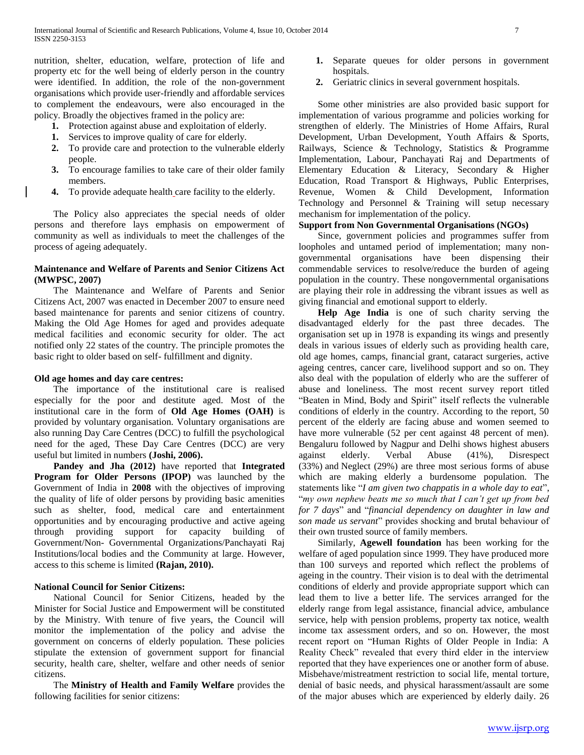nutrition, shelter, education, welfare, protection of life and property etc for the well being of elderly person in the country were identified. In addition, the role of the non-government organisations which provide user-friendly and affordable services to complement the endeavours, were also encouraged in the policy. Broadly the objectives framed in the policy are:

1. Protection against abuse and exploitation of elderly.
1. Services to improve quality of care for elderly.
2. To provide care and protection to the vulnerable elderly people.
3. To encourage families to take care of their older family members.
4. To provide adequate health care facility to the elderly.

The Policy also appreciates the special needs of older persons and therefore lays emphasis on empowerment of community as well as individuals to meet the challenges of the process of ageing adequately.

**Maintenance and Welfare of Parents and Senior Citizens Act (MWPSC, 2007)**

The Maintenance and Welfare of Parents and Senior Citizens Act, 2007 was enacted in December 2007 to ensure need based maintenance for parents and senior citizens of country. Making the Old Age Homes for aged and provides adequate medical facilities and economic security for older. The act notified only 22 states of the country. The principle promotes the basic right to older based on self- fulfillment and dignity.

**Old age homes and day care centres:**

The importance of the institutional care is realised especially for the poor and destitute aged. Most of the institutional care in the form of **Old Age Homes (OAH)** is provided by voluntary organisation. Voluntary organisations are also running Day Care Centres (DCC) to fulfill the psychological need for the aged, These Day Care Centres (DCC) are very useful but limited in numbers **(Joshi, 2006).**

**Pandey and Jha (2012)** have reported that **Integrated Program for Older Persons (IPOP)** was launched by the Government of India in **2008** with the objectives of improving the quality of life of older persons by providing basic amenities such as shelter, food, medical care and entertainment opportunities and by encouraging productive and active ageing through providing support for capacity building of Government/Non- Governmental Organizations/Panchayati Raj Institutions/local bodies and the Community at large. However, access to this scheme is limited **(Rajan, 2010).**

**National Council for Senior Citizens:**

National Council for Senior Citizens, headed by the Minister for Social Justice and Empowerment will be constituted by the Ministry. With tenure of five years, the Council will monitor the implementation of the policy and advise the government on concerns of elderly population. These policies stipulate the extension of government support for financial security, health care, shelter, welfare and other needs of senior citizens.

The **Ministry of Health and Family Welfare** provides the following facilities for senior citizens:

1. Separate queues for older persons in government hospitals.
2. Geriatric clinics in several government hospitals.

Some other ministries are also provided basic support for implementation of various programme and policies working for strengthen of elderly. The Ministries of Home Affairs, Rural Development, Urban Development, Youth Affairs & Sports, Railways, Science & Technology, Statistics & Programme Implementation, Labour, Panchayati Raj and Departments of Elementary Education & Literacy, Secondary & Higher Education, Road Transport & Highways, Public Enterprises, Revenue, Women & Child Development, Information Technology and Personnel & Training will setup necessary mechanism for implementation of the policy.

**Support from Non Governmental Organisations (NGOs)**

Since, government policies and programmes suffer from loopholes and untamed period of implementation; many non-governmental organisations have been dispensing their commendable services to resolve/reduce the burden of ageing population in the country. These nongovernmental organisations are playing their role in addressing the vibrant issues as well as giving financial and emotional support to elderly.

**Help Age India** is one of such charity serving the disadvantaged elderly for the past three decades. The organisation set up in 1978 is expanding its wings and presently deals in various issues of elderly such as providing health care, old age homes, camps, financial grant, cataract surgeries, active ageing centres, cancer care, livelihood support and so on. They also deal with the population of elderly who are the sufferer of abuse and loneliness. The most recent survey report titled "Beaten in Mind, Body and Spirit" itself reflects the vulnerable conditions of elderly in the country. According to the report, 50 percent of the elderly are facing abuse and women seemed to have more vulnerable (52 per cent against 48 percent of men). Bengaluru followed by Nagpur and Delhi shows highest abusers against elderly. Verbal Abuse (41%), Disrespect (33%) and Neglect (29%) are three most serious forms of abuse which are making elderly a burdensome population. The statements like "*I am given two chappatis in a whole day to eat*", "*my own nephew beats me so much that I can't get up from bed for 7 days*" and "*financial dependency on daughter in law and son made us servant*" provides shocking and brutal behaviour of their own trusted source of family members.

Similarly, **Agewell foundation** has been working for the welfare of aged population since 1999. They have produced more than 100 surveys and reported which reflect the problems of ageing in the country. Their vision is to deal with the detrimental conditions of elderly and provide appropriate support which can lead them to live a better life. The services arranged for the elderly range from legal assistance, financial advice, ambulance service, help with pension problems, property tax notice, wealth income tax assessment orders, and so on. However, the most recent report on "Human Rights of Older People in India: A Reality Check" revealed that every third elder in the interview reported that they have experiences one or another form of abuse. Misbehave/mistreatment restriction to social life, mental torture, denial of basic needs, and physical harassment/assault are some of the major abuses which are experienced by elderly daily. 26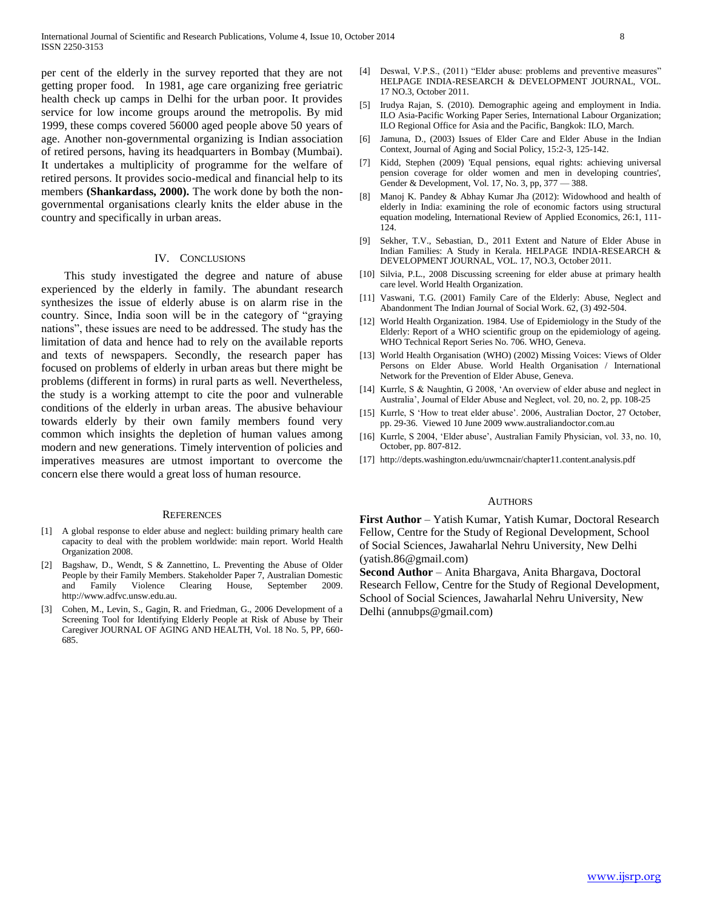per cent of the elderly in the survey reported that they are not getting proper food. In 1981, age care organizing free geriatric health check up camps in Delhi for the urban poor. It provides service for low income groups around the metropolis. By mid 1999, these comps covered 56000 aged people above 50 years of age. Another non-governmental organizing is Indian association of retired persons, having its headquarters in Bombay (Mumbai). It undertakes a multiplicity of programme for the welfare of retired persons. It provides socio-medical and financial help to its members **(Shankardass, 2000).** The work done by both the non-governmental organisations clearly knits the elder abuse in the country and specifically in urban areas.

## IV. Conclusions

This study investigated the degree and nature of abuse experienced by the elderly in family. The abundant research synthesizes the issue of elderly abuse is on alarm rise in the country. Since, India soon will be in the category of "graying nations", these issues are need to be addressed. The study has the limitation of data and hence had to rely on the available reports and texts of newspapers. Secondly, the research paper has focused on problems of elderly in urban areas but there might be problems (different in forms) in rural parts as well. Nevertheless, the study is a working attempt to cite the poor and vulnerable conditions of the elderly in urban areas. The abusive behaviour towards elderly by their own family members found very common which insights the depletion of human values among modern and new generations. Timely intervention of policies and imperatives measures are utmost important to overcome the concern else there would a great loss of human resource.

## References

[1] A global response to elder abuse and neglect: building primary health care capacity to deal with the problem worldwide: main report. World Health Organization 2008.

[2] Bagshaw, D., Wendt, S & Zannettino, L. Preventing the Abuse of Older People by their Family Members. Stakeholder Paper 7, Australian Domestic and Family Violence Clearing House, September 2009. http://www.adfvc.unsw.edu.au.

[3] Cohen, M., Levin, S., Gagin, R. and Friedman, G., 2006 Development of a Screening Tool for Identifying Elderly People at Risk of Abuse by Their Caregiver JOURNAL OF AGING AND HEALTH, Vol. 18 No. 5, PP, 660-685.

[4] Deswal, V.P.S., (2011) "Elder abuse: problems and preventive measures" HELPAGE INDIA-RESEARCH & DEVELOPMENT JOURNAL, VOL. 17 NO.3, October 2011.

[5] Irudya Rajan, S. (2010). Demographic ageing and employment in India. ILO Asia-Pacific Working Paper Series, International Labour Organization; ILO Regional Office for Asia and the Pacific, Bangkok: ILO, March.

[6] Jamuna, D., (2003) Issues of Elder Care and Elder Abuse in the Indian Context, Journal of Aging and Social Policy, 15:2-3, 125-142.

[7] Kidd, Stephen (2009) 'Equal pensions, equal rights: achieving universal pension coverage for older women and men in developing countries', Gender & Development, Vol. 17, No. 3, pp, 377 — 388.

[8] Manoj K. Pandey & Abhay Kumar Jha (2012): Widowhood and health of elderly in India: examining the role of economic factors using structural equation modeling, International Review of Applied Economics, 26:1, 111-124.

[9] Sekher, T.V., Sebastian, D., 2011 Extent and Nature of Elder Abuse in Indian Families: A Study in Kerala. HELPAGE INDIA-RESEARCH & DEVELOPMENT JOURNAL, VOL. 17, NO.3, October 2011.

[10] Silvia, P.L., 2008 Discussing screening for elder abuse at primary health care level. World Health Organization.

[11] Vaswani, T.G. (2001) Family Care of the Elderly: Abuse, Neglect and Abandonment The Indian Journal of Social Work. 62, (3) 492-504.

[12] World Health Organization. 1984. Use of Epidemiology in the Study of the Elderly: Report of a WHO scientific group on the epidemiology of ageing. WHO Technical Report Series No. 706. WHO, Geneva.

[13] World Health Organisation (WHO) (2002) Missing Voices: Views of Older Persons on Elder Abuse. World Health Organisation / International Network for the Prevention of Elder Abuse, Geneva.

[14] Kurrle, S & Naughtin, G 2008, 'An overview of elder abuse and neglect in Australia', Journal of Elder Abuse and Neglect, vol. 20, no. 2, pp. 108-25

[15] Kurrle, S 'How to treat elder abuse'. 2006, Australian Doctor, 27 October, pp. 29-36. Viewed 10 June 2009 www.australiandoctor.com.au

[16] Kurrle, S 2004, 'Elder abuse', Australian Family Physician, vol. 33, no. 10, October, pp. 807-812.

[17] http://depts.washington.edu/uwmcnair/chapter11.content.analysis.pdf

## Authors

**First Author** – Yatish Kumar, Yatish Kumar, Doctoral Research Fellow, Centre for the Study of Regional Development, School of Social Sciences, Jawaharlal Nehru University, New Delhi (yatish.86@gmail.com)

**Second Author** – Anita Bhargava, Anita Bhargava, Doctoral Research Fellow, Centre for the Study of Regional Development, School of Social Sciences, Jawaharlal Nehru University, New Delhi (annubps@gmail.com)